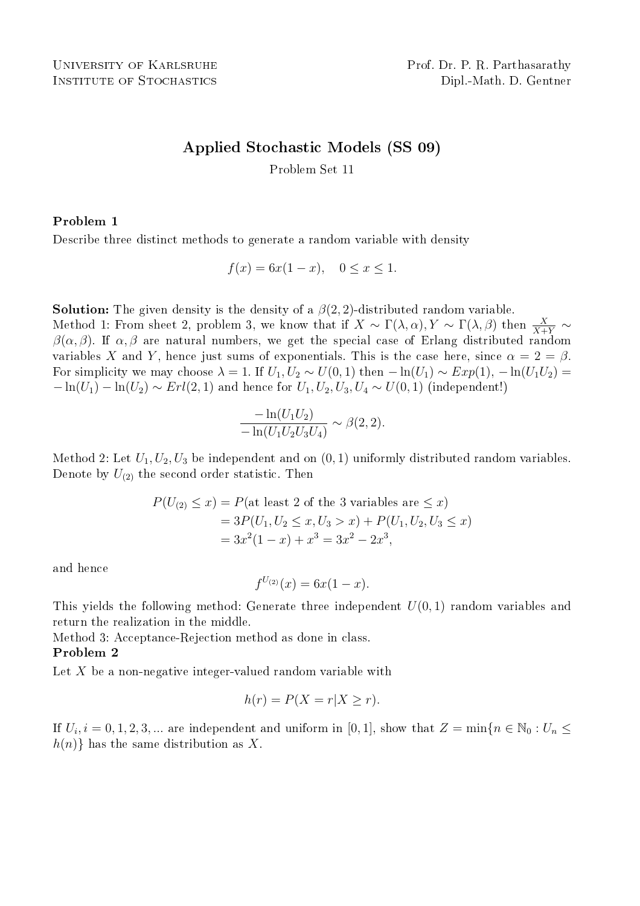University of Karlsruhe
Institute of Stochastics

Prof. Dr. P. R. Parthasarathy
Dipl.-Math. D. Gentner

# Applied Stochastic Models (SS 09)

Problem Set 11

### Problem 1

Describe three distinct methods to generate a random variable with density

$$f(x) = 6x(1-x), \quad 0 \leq x \leq 1.$$

**Solution:** The given density is the density of a $\beta(2,2)$-distributed random variable.
Method 1: From sheet 2, problem 3, we know that if $X \sim \Gamma(\lambda, \alpha), Y \sim \Gamma(\lambda, \beta)$ then $\frac{X}{X+Y} \sim \beta(\alpha, \beta)$. If $\alpha, \beta$ are natural numbers, we get the special case of Erlang distributed random variables $X$ and $Y$, hence just sums of exponentials. This is the case here, since $\alpha = 2 = \beta$. For simplicity we may choose $\lambda = 1$. If $U_1, U_2 \sim U(0,1)$ then $-\ln(U_1) \sim Exp(1)$, $-\ln(U_1 U_2) = -\ln(U_1) - \ln(U_2) \sim Erl(2,1)$ and hence for $U_1, U_2, U_3, U_4 \sim U(0,1)$ (independent!)

$$\frac{-\ln(U_1 U_2)}{-\ln(U_1 U_2 U_3 U_4)} \sim \beta(2,2).$$

Method 2: Let $U_1, U_2, U_3$ be independent and on $(0,1)$ uniformly distributed random variables. Denote by $U_{(2)}$ the second order statistic. Then

$$\begin{aligned} P(U_{(2)} \leq x) &= P(\text{at least 2 of the 3 variables are} \leq x) \\ &= 3P(U_1, U_2 \leq x, U_3 > x) + P(U_1, U_2, U_3 \leq x) \\ &= 3x^2(1-x) + x^3 = 3x^2 - 2x^3, \end{aligned}$$

and hence

$$f^{U_{(2)}}(x) = 6x(1-x).$$

This yields the following method: Generate three independent $U(0,1)$ random variables and return the realization in the middle.
Method 3: Acceptance-Rejection method as done in class.

### Problem 2

Let $X$ be a non-negative integer-valued random variable with

$$h(r) = P(X = r | X \geq r).$$

If $U_i, i = 0, 1, 2, 3, ...$ are independent and uniform in $[0,1]$, show that $Z = \min\{n \in \mathbb{N}_0 : U_n \leq h(n)\}$ has the same distribution as $X$.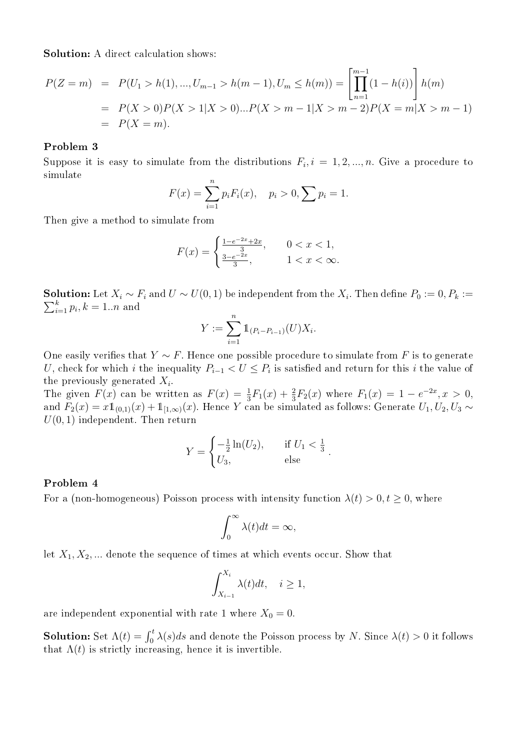**Solution:** A direct calculation shows:

$$
\begin{aligned}
P(Z=m) &= P(U_1 > h(1), ..., U_{m-1} > h(m-1), U_m \leq h(m)) = \left[\prod_{n=1}^{m-1}(1-h(i))\right] h(m) \\
&= P(X>0)P(X>1|X>0)...P(X>m-1|X>m-2)P(X=m|X>m-1) \\
&= P(X=m).
\end{aligned}
$$

### Problem 3

Suppose it is easy to simulate from the distributions $F_i, i = 1,2,...,n$. Give a procedure to simulate

$$
F(x) = \sum_{i=1}^{n} p_i F_i(x), \quad p_i > 0, \sum p_i = 1.
$$

Then give a method to simulate from

$$
F(x) = \begin{cases} \frac{1-e^{-2x}+2x}{3}, & 0 < x < 1, \\ \frac{3-e^{-2x}}{3}, & 1 < x < \infty. \end{cases}
$$

**Solution:** Let $X_i \sim F_i$ and $U \sim U(0,1)$ be independent from the $X_i$. Then define $P_0 := 0, P_k := \sum_{i=1}^{k} p_i, k = 1..n$ and

$$
Y := \sum_{i=1}^{n} \mathbb{1}_{(P_i - P_{i-1})}(U) X_i.
$$

One easily verifies that $Y \sim F$. Hence one possible procedure to simulate from $F$ is to generate $U$, check for which $i$ the inequality $P_{i-1} < U \leq P_i$ is satisfied and return for this $i$ the value of the previously generated $X_i$.
The given $F(x)$ can be written as $F(x) = \frac{1}{3}F_1(x) + \frac{2}{3}F_2(x)$ where $F_1(x) = 1 - e^{-2x}, x > 0$, and $F_2(x) = x\mathbb{1}_{(0,1)}(x) + \mathbb{1}_{[1,\infty)}(x)$. Hence $Y$ can be simulated as follows: Generate $U_1, U_2, U_3 \sim U(0,1)$ independent. Then return

$$
Y = \begin{cases} -\frac{1}{2}\ln(U_2), & \text{if } U_1 < \frac{1}{3} \\ U_3, & \text{else} \end{cases}.
$$

### Problem 4

For a (non-homogeneous) Poisson process with intensity function $\lambda(t) > 0, t \geq 0$, where

$$
\int_0^\infty \lambda(t)dt = \infty,
$$

let $X_1, X_2, ...$ denote the sequence of times at which events occur. Show that

$$
\int_{X_{i-1}}^{X_i} \lambda(t)dt, \quad i \geq 1,
$$

are independent exponential with rate 1 where $X_0 = 0$.

**Solution:** Set $\Lambda(t) = \int_0^t \lambda(s)ds$ and denote the Poisson process by $N$. Since $\lambda(t) > 0$ it follows that $\Lambda(t)$ is strictly increasing, hence it is invertible.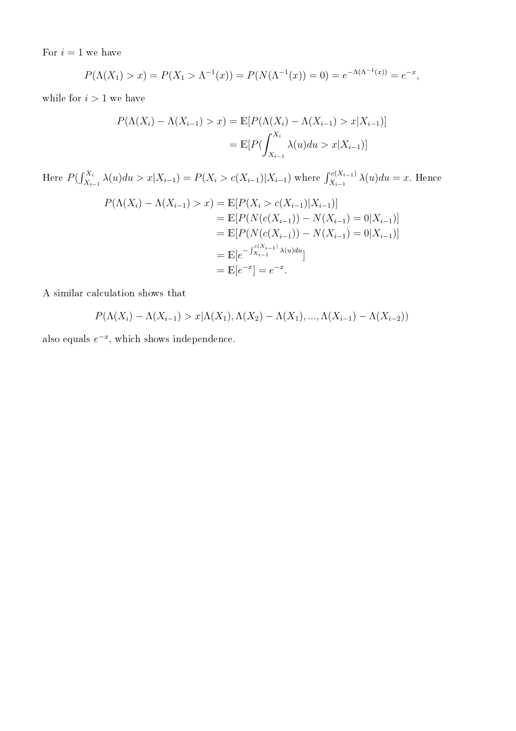For $i = 1$ we have

$$P(\Lambda(X_1) > x) = P(X_1 > \Lambda^{-1}(x)) = P(N(\Lambda^{-1}(x)) = 0) = e^{-\Lambda(\Lambda^{-1}(x))} = e^{-x},$$

while for $i > 1$ we have

$$\begin{aligned} P(\Lambda(X_i) - \Lambda(X_{i-1}) > x) &= \mathbb{E}[P(\Lambda(X_i) - \Lambda(X_{i-1}) > x | X_{i-1})] \\ &= \mathbb{E}[P(\int_{X_{i-1}}^{X_i} \lambda(u)du > x | X_{i-1})] \end{aligned}$$

Here $P(\int_{X_{i-1}}^{X_i} \lambda(u)du > x | X_{i-1}) = P(X_i > c(X_{i-1}) | X_{i-1})$ where $\int_{X_{i-1}}^{c(X_{i-1})} \lambda(u)du = x$. Hence

$$\begin{aligned} P(\Lambda(X_i) - \Lambda(X_{i-1}) > x) &= \mathbb{E}[P(X_i > c(X_{i-1}) | X_{i-1})] \\ &= \mathbb{E}[P(N(c(X_{i-1})) - N(X_{i-1}) = 0 | X_{i-1})] \\ &= \mathbb{E}[P(N(c(X_{i-1})) - N(X_{i-1}) = 0 | X_{i-1})] \\ &= \mathbb{E}[e^{-\int_{X_{i-1}}^{c(X_{i-1})} \lambda(u)du}] \\ &= \mathbb{E}[e^{-x}] = e^{-x}. \end{aligned}$$

A similar calculation shows that

$$P(\Lambda(X_i) - \Lambda(X_{i-1}) > x | \Lambda(X_1), \Lambda(X_2) - \Lambda(X_1), ..., \Lambda(X_{i-1}) - \Lambda(X_{i-2}))$$

also equals $e^{-x}$, which shows independence.